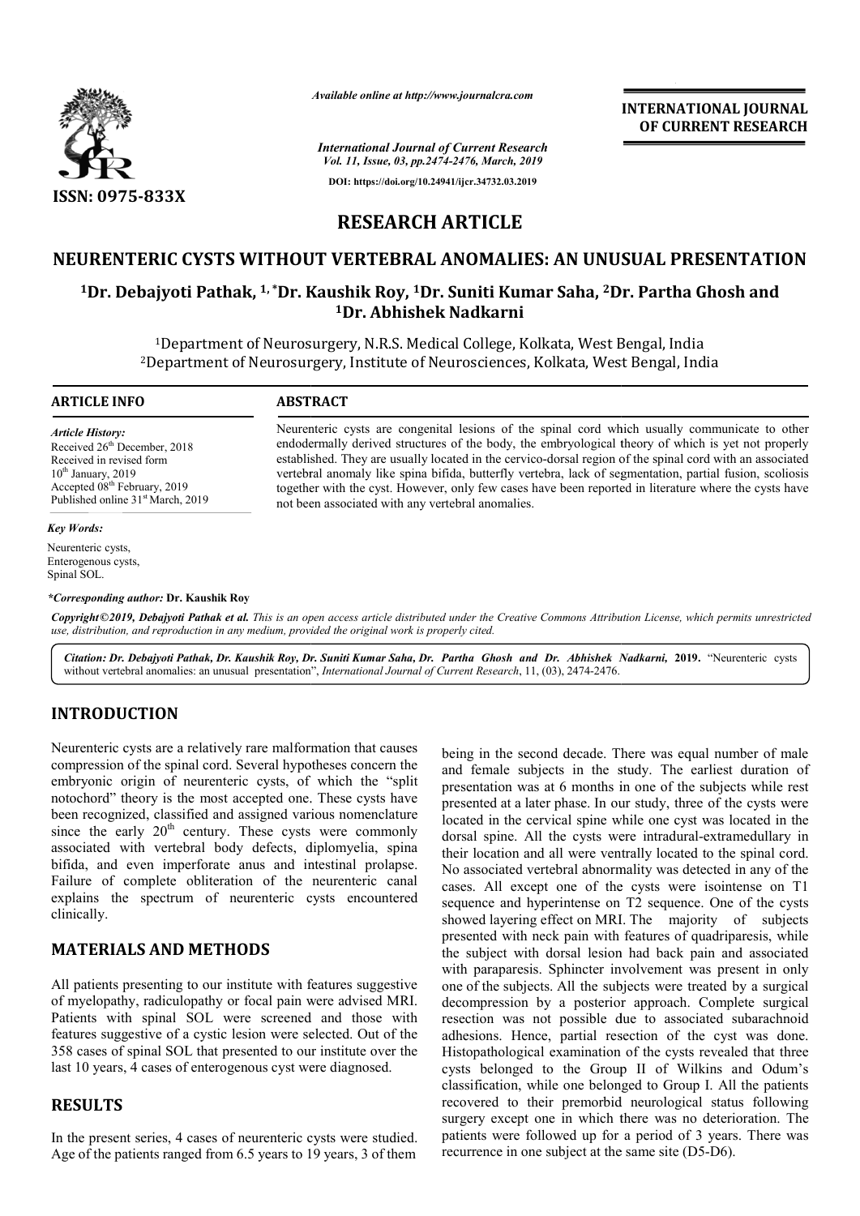*Available online at http://www.journalcra.com*

*International Journal of Current Research*
*Vol. 11, Issue, 03, pp.2474-2476, March, 2019*

**DOI: https://doi.org/10.24941/ijcr.34732.03.2019**

**INTERNATIONAL JOURNAL OF CURRENT RESEARCH**

**ISSN: 0975-833X**

# RESEARCH ARTICLE

# NEURENTERIC CYSTS WITHOUT VERTEBRAL ANOMALIES: AN UNUSUAL PRESENTATION

**[1]Dr. Debajyoti Pathak, [1,*]Dr. Kaushik Roy, [1]Dr. Suniti Kumar Saha, [2]Dr. Partha Ghosh and [1]Dr. Abhishek Nadkarni**

[1]Department of Neurosurgery, N.R.S. Medical College, Kolkata, West Bengal, India
[2]Department of Neurosurgery, Institute of Neurosciences, Kolkata, West Bengal, India

**ARTICLE INFO**

*Article History:*
Received 26[th] December, 2018
Received in revised form
10[th] January, 2019
Accepted 08[th] February, 2019
Published online 31[st] March, 2019

*Key Words:*
Neurenteric cysts,
Enterogenous cysts,
Spinal SOL.

***Corresponding author:* Dr. Kaushik Roy**

**ABSTRACT**

Neurenteric cysts are congenital lesions of the spinal cord which usually communicate to other endodermally derived structures of the body, the embryological theory of which is yet not properly established. They are usually located in the cervico-dorsal region of the spinal cord with an associated vertebral anomaly like spina bifida, butterfly vertebra, lack of segmentation, partial fusion, scoliosis together with the cyst. However, only few cases have been reported in literature where the cysts have not been associated with any vertebral anomalies.

*Copyright©2019, Debajyoti Pathak et al. This is an open access article distributed under the Creative Commons Attribution License, which permits unrestricted use, distribution, and reproduction in any medium, provided the original work is properly cited.*

*Citation: Dr. Debajyoti Pathak, Dr. Kaushik Roy, Dr. Suniti Kumar Saha, Dr. Partha Ghosh and Dr. Abhishek Nadkarni,* **2019.** "Neurenteric cysts without vertebral anomalies: an unusual presentation", *International Journal of Current Research*, 11, (03), 2474-2476.

## INTRODUCTION

Neurenteric cysts are a relatively rare malformation that causes compression of the spinal cord. Several hypotheses concern the embryonic origin of neurenteric cysts, of which the "split notochord" theory is the most accepted one. These cysts have been recognized, classified and assigned various nomenclature since the early 20[th] century. These cysts were commonly associated with vertebral body defects, diplomyelia, spina bifida, and even imperforate anus and intestinal prolapse. Failure of complete obliteration of the neurenteric canal explains the spectrum of neurenteric cysts encountered clinically.

## MATERIALS AND METHODS

All patients presenting to our institute with features suggestive of myelopathy, radiculopathy or focal pain were advised MRI. Patients with spinal SOL were screened and those with features suggestive of a cystic lesion were selected. Out of the 358 cases of spinal SOL that presented to our institute over the last 10 years, 4 cases of enterogenous cyst were diagnosed.

## RESULTS

In the present series, 4 cases of neurenteric cysts were studied. Age of the patients ranged from 6.5 years to 19 years, 3 of them being in the second decade. There was equal number of male and female subjects in the study. The earliest duration of presentation was at 6 months in one of the subjects while rest presented at a later phase. In our study, three of the cysts were located in the cervical spine while one cyst was located in the dorsal spine. All the cysts were intradural-extramedullary in their location and all were ventrally located to the spinal cord. No associated vertebral abnormality was detected in any of the cases. All except one of the cysts were isointense on T1 sequence and hyperintense on T2 sequence. One of the cysts showed layering effect on MRI. The majority of subjects presented with neck pain with features of quadriparesis, while the subject with dorsal lesion had back pain and associated with paraparesis. Sphincter involvement was present in only one of the subjects. All the subjects were treated by a surgical decompression by a posterior approach. Complete surgical resection was not possible due to associated subarachnoid adhesions. Hence, partial resection of the cyst was done. Histopathological examination of the cysts revealed that three cysts belonged to the Group II of Wilkins and Odum's classification, while one belonged to Group I. All the patients recovered to their premorbid neurological status following surgery except one in which there was no deterioration. The patients were followed up for a period of 3 years. There was recurrence in one subject at the same site (D5-D6).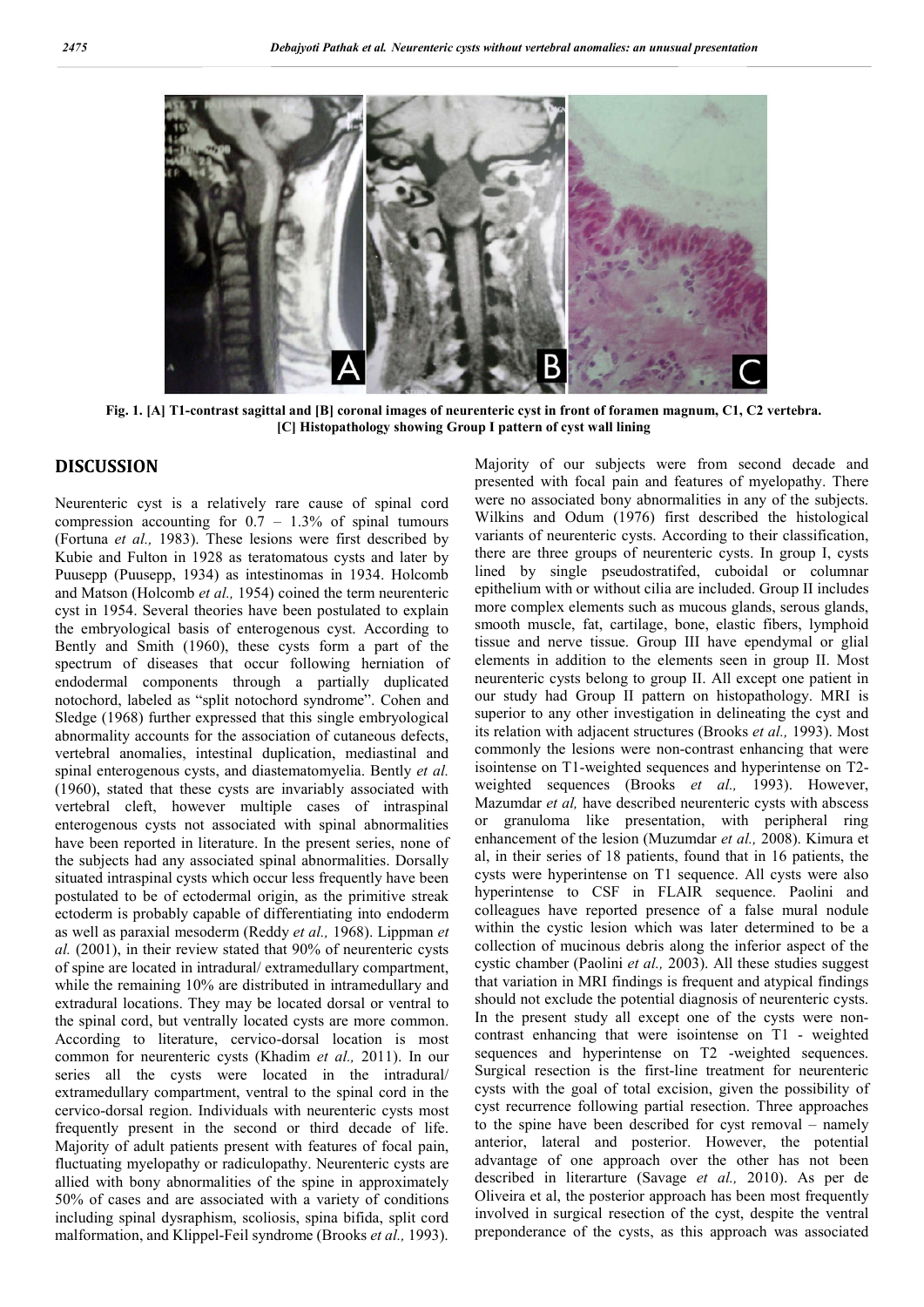Fig. 1. [A] T1-contrast sagittal and [B] coronal images of neurenteric cyst in front of foramen magnum, C1, C2 vertebra. [C] Histopathology showing Group I pattern of cyst wall lining

## DISCUSSION

Neurenteric cyst is a relatively rare cause of spinal cord compression accounting for 0.7 – 1.3% of spinal tumours (Fortuna *et al.,* 1983). These lesions were first described by Kubie and Fulton in 1928 as teratomatous cysts and later by Puusepp (Puusepp, 1934) as intestinomas in 1934. Holcomb and Matson (Holcomb *et al.,* 1954) coined the term neurenteric cyst in 1954. Several theories have been postulated to explain the embryological basis of enterogenous cyst. According to Bently and Smith (1960), these cysts form a part of the spectrum of diseases that occur following herniation of endodermal components through a partially duplicated notochord, labeled as "split notochord syndrome". Cohen and Sledge (1968) further expressed that this single embryological abnormality accounts for the association of cutaneous defects, vertebral anomalies, intestinal duplication, mediastinal and spinal enterogenous cysts, and diastematomyelia. Bently *et al.* (1960), stated that these cysts are invariably associated with vertebral cleft, however multiple cases of intraspinal enterogenous cysts not associated with spinal abnormalities have been reported in literature. In the present series, none of the subjects had any associated spinal abnormalities. Dorsally situated intraspinal cysts which occur less frequently have been postulated to be of ectodermal origin, as the primitive streak ectoderm is probably capable of differentiating into endoderm as well as paraxial mesoderm (Reddy *et al.,* 1968). Lippman *et al.* (2001), in their review stated that 90% of neurenteric cysts of spine are located in intradural/ extramedullary compartment, while the remaining 10% are distributed in intramedullary and extradural locations. They may be located dorsal or ventral to the spinal cord, but ventrally located cysts are more common. According to literature, cervico-dorsal location is most common for neurenteric cysts (Khadim *et al.,* 2011). In our series all the cysts were located in the intradural/ extramedullary compartment, ventral to the spinal cord in the cervico-dorsal region. Individuals with neurenteric cysts most frequently present in the second or third decade of life. Majority of adult patients present with features of focal pain, fluctuating myelopathy or radiculopathy. Neurenteric cysts are allied with bony abnormalities of the spine in approximately 50% of cases and are associated with a variety of conditions including spinal dysraphism, scoliosis, spina bifida, split cord malformation, and Klippel-Feil syndrome (Brooks *et al.,* 1993).

Majority of our subjects were from second decade and presented with focal pain and features of myelopathy. There were no associated bony abnormalities in any of the subjects. Wilkins and Odum (1976) first described the histological variants of neurenteric cysts. According to their classification, there are three groups of neurenteric cysts. In group I, cysts lined by single pseudostratifed, cuboidal or columnar epithelium with or without cilia are included. Group II includes more complex elements such as mucous glands, serous glands, smooth muscle, fat, cartilage, bone, elastic fibers, lymphoid tissue and nerve tissue. Group III have ependymal or glial elements in addition to the elements seen in group II. Most neurenteric cysts belong to group II. All except one patient in our study had Group II pattern on histopathology. MRI is superior to any other investigation in delineating the cyst and its relation with adjacent structures (Brooks *et al.,* 1993). Most commonly the lesions were non-contrast enhancing that were isointense on T1-weighted sequences and hyperintense on T2-weighted sequences (Brooks *et al.,* 1993). However, Mazumdar *et al,* have described neurenteric cysts with abscess or granuloma like presentation, with peripheral ring enhancement of the lesion (Muzumdar *et al.,* 2008). Kimura et al, in their series of 18 patients, found that in 16 patients, the cysts were hyperintense on T1 sequence. All cysts were also hyperintense to CSF in FLAIR sequence. Paolini and colleagues have reported presence of a false mural nodule within the cystic lesion which was later determined to be a collection of mucinous debris along the inferior aspect of the cystic chamber (Paolini *et al.,* 2003). All these studies suggest that variation in MRI findings is frequent and atypical findings should not exclude the potential diagnosis of neurenteric cysts. In the present study all except one of the cysts were non-contrast enhancing that were isointense on T1 - weighted sequences and hyperintense on T2 -weighted sequences. Surgical resection is the first-line treatment for neurenteric cysts with the goal of total excision, given the possibility of cyst recurrence following partial resection. Three approaches to the spine have been described for cyst removal – namely anterior, lateral and posterior. However, the potential advantage of one approach over the other has not been described in literarture (Savage *et al.,* 2010). As per de Oliveira et al, the posterior approach has been most frequently involved in surgical resection of the cyst, despite the ventral preponderance of the cysts, as this approach was associated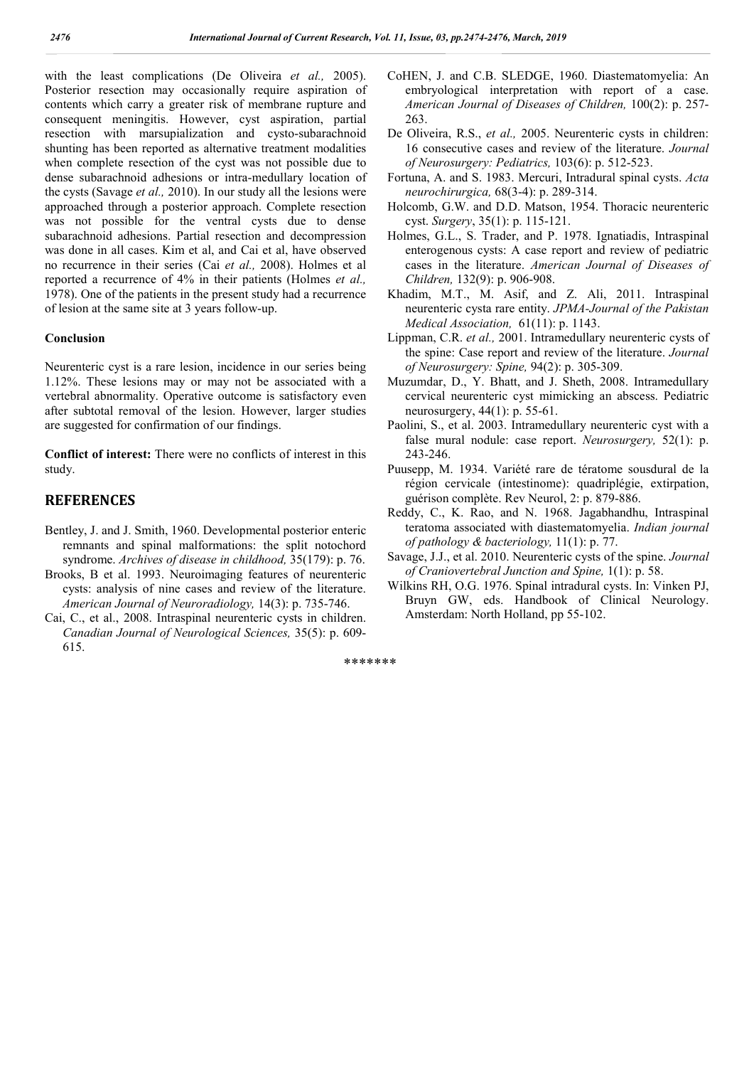with the least complications (De Oliveira *et al.,* 2005). Posterior resection may occasionally require aspiration of contents which carry a greater risk of membrane rupture and consequent meningitis. However, cyst aspiration, partial resection with marsupialization and cysto-subarachnoid shunting has been reported as alternative treatment modalities when complete resection of the cyst was not possible due to dense subarachnoid adhesions or intra-medullary location of the cysts (Savage *et al.,* 2010). In our study all the lesions were approached through a posterior approach. Complete resection was not possible for the ventral cysts due to dense subarachnoid adhesions. Partial resection and decompression was done in all cases. Kim et al, and Cai et al, have observed no recurrence in their series (Cai *et al.,* 2008). Holmes et al reported a recurrence of 4% in their patients (Holmes *et al.,* 1978). One of the patients in the present study had a recurrence of lesion at the same site at 3 years follow-up.

**Conclusion**

Neurenteric cyst is a rare lesion, incidence in our series being 1.12%. These lesions may or may not be associated with a vertebral abnormality. Operative outcome is satisfactory even after subtotal removal of the lesion. However, larger studies are suggested for confirmation of our findings.

**Conflict of interest:** There were no conflicts of interest in this study.

## REFERENCES

- Bentley, J. and J. Smith, 1960. Developmental posterior enteric remnants and spinal malformations: the split notochord syndrome. *Archives of disease in childhood,* 35(179): p. 76.
- Brooks, B et al. 1993. Neuroimaging features of neurenteric cysts: analysis of nine cases and review of the literature. *American Journal of Neuroradiology,* 14(3): p. 735-746.
- Cai, C., et al., 2008. Intraspinal neurenteric cysts in children. *Canadian Journal of Neurological Sciences,* 35(5): p. 609-615.
- CoHEN, J. and C.B. SLEDGE, 1960. Diastematomyelia: An embryological interpretation with report of a case. *American Journal of Diseases of Children,* 100(2): p. 257-263.
- De Oliveira, R.S., *et al.,* 2005. Neurenteric cysts in children: 16 consecutive cases and review of the literature. *Journal of Neurosurgery: Pediatrics,* 103(6): p. 512-523.
- Fortuna, A. and S. 1983. Mercuri, Intradural spinal cysts. *Acta neurochirurgica,* 68(3-4): p. 289-314.
- Holcomb, G.W. and D.D. Matson, 1954. Thoracic neurenteric cyst. *Surgery*, 35(1): p. 115-121.
- Holmes, G.L., S. Trader, and P. 1978. Ignatiadis, Intraspinal enterogenous cysts: A case report and review of pediatric cases in the literature. *American Journal of Diseases of Children,* 132(9): p. 906-908.
- Khadim, M.T., M. Asif, and Z. Ali, 2011. Intraspinal neurenteric cysta rare entity. *JPMA-Journal of the Pakistan Medical Association,* 61(11): p. 1143.
- Lippman, C.R. *et al.,* 2001. Intramedullary neurenteric cysts of the spine: Case report and review of the literature. *Journal of Neurosurgery: Spine,* 94(2): p. 305-309.
- Muzumdar, D., Y. Bhatt, and J. Sheth, 2008. Intramedullary cervical neurenteric cyst mimicking an abscess. Pediatric neurosurgery, 44(1): p. 55-61.
- Paolini, S., et al. 2003. Intramedullary neurenteric cyst with a false mural nodule: case report. *Neurosurgery,* 52(1): p. 243-246.
- Puusepp, M. 1934. Variété rare de tératome sousdural de la région cervicale (intestinome): quadriplégie, extirpation, guérison complète. Rev Neurol, 2: p. 879-886.
- Reddy, C., K. Rao, and N. 1968. Jagabhandhu, Intraspinal teratoma associated with diastematomyelia. *Indian journal of pathology & bacteriology,* 11(1): p. 77.
- Savage, J.J., et al. 2010. Neurenteric cysts of the spine. *Journal of Craniovertebral Junction and Spine,* 1(1): p. 58.
- Wilkins RH, O.G. 1976. Spinal intradural cysts. In: Vinken PJ, Bruyn GW, eds. Handbook of Clinical Neurology. Amsterdam: North Holland, pp 55-102.

\*\*\*\*\*\*\*